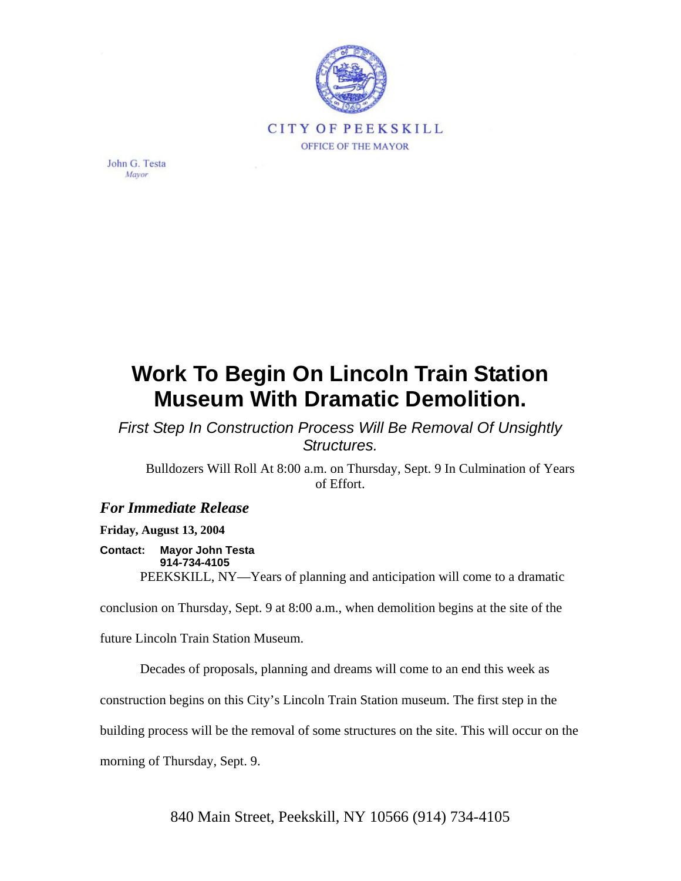CITY OF PEEKSKILL

OFFICE OF THE MAYOR

John G. Testa
*Mayor*

# Work To Begin On Lincoln Train Station Museum With Dramatic Demolition.

*First Step In Construction Process Will Be Removal Of Unsightly Structures.*

Bulldozers Will Roll At 8:00 a.m. on Thursday, Sept. 9 In Culmination of Years of Effort.

## *For Immediate Release*

**Friday, August 13, 2004**

**Contact: Mayor John Testa
914-734-4105**

PEEKSKILL, NY—Years of planning and anticipation will come to a dramatic conclusion on Thursday, Sept. 9 at 8:00 a.m., when demolition begins at the site of the future Lincoln Train Station Museum.

Decades of proposals, planning and dreams will come to an end this week as construction begins on this City's Lincoln Train Station museum. The first step in the building process will be the removal of some structures on the site. This will occur on the morning of Thursday, Sept. 9.

840 Main Street, Peekskill, NY 10566 (914) 734-4105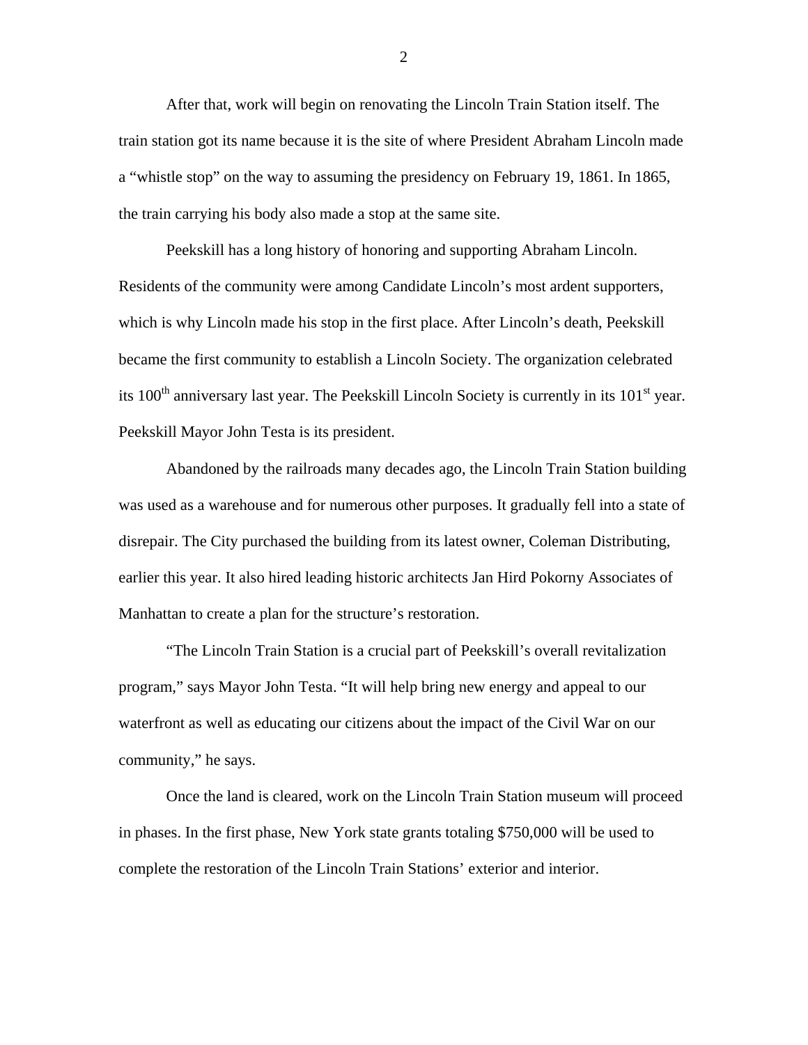After that, work will begin on renovating the Lincoln Train Station itself. The train station got its name because it is the site of where President Abraham Lincoln made a "whistle stop" on the way to assuming the presidency on February 19, 1861. In 1865, the train carrying his body also made a stop at the same site.

Peekskill has a long history of honoring and supporting Abraham Lincoln. Residents of the community were among Candidate Lincoln's most ardent supporters, which is why Lincoln made his stop in the first place. After Lincoln's death, Peekskill became the first community to establish a Lincoln Society. The organization celebrated its 100th anniversary last year. The Peekskill Lincoln Society is currently in its 101st year. Peekskill Mayor John Testa is its president.

Abandoned by the railroads many decades ago, the Lincoln Train Station building was used as a warehouse and for numerous other purposes. It gradually fell into a state of disrepair. The City purchased the building from its latest owner, Coleman Distributing, earlier this year. It also hired leading historic architects Jan Hird Pokorny Associates of Manhattan to create a plan for the structure's restoration.

"The Lincoln Train Station is a crucial part of Peekskill's overall revitalization program," says Mayor John Testa. "It will help bring new energy and appeal to our waterfront as well as educating our citizens about the impact of the Civil War on our community," he says.

Once the land is cleared, work on the Lincoln Train Station museum will proceed in phases. In the first phase, New York state grants totaling $750,000 will be used to complete the restoration of the Lincoln Train Stations' exterior and interior.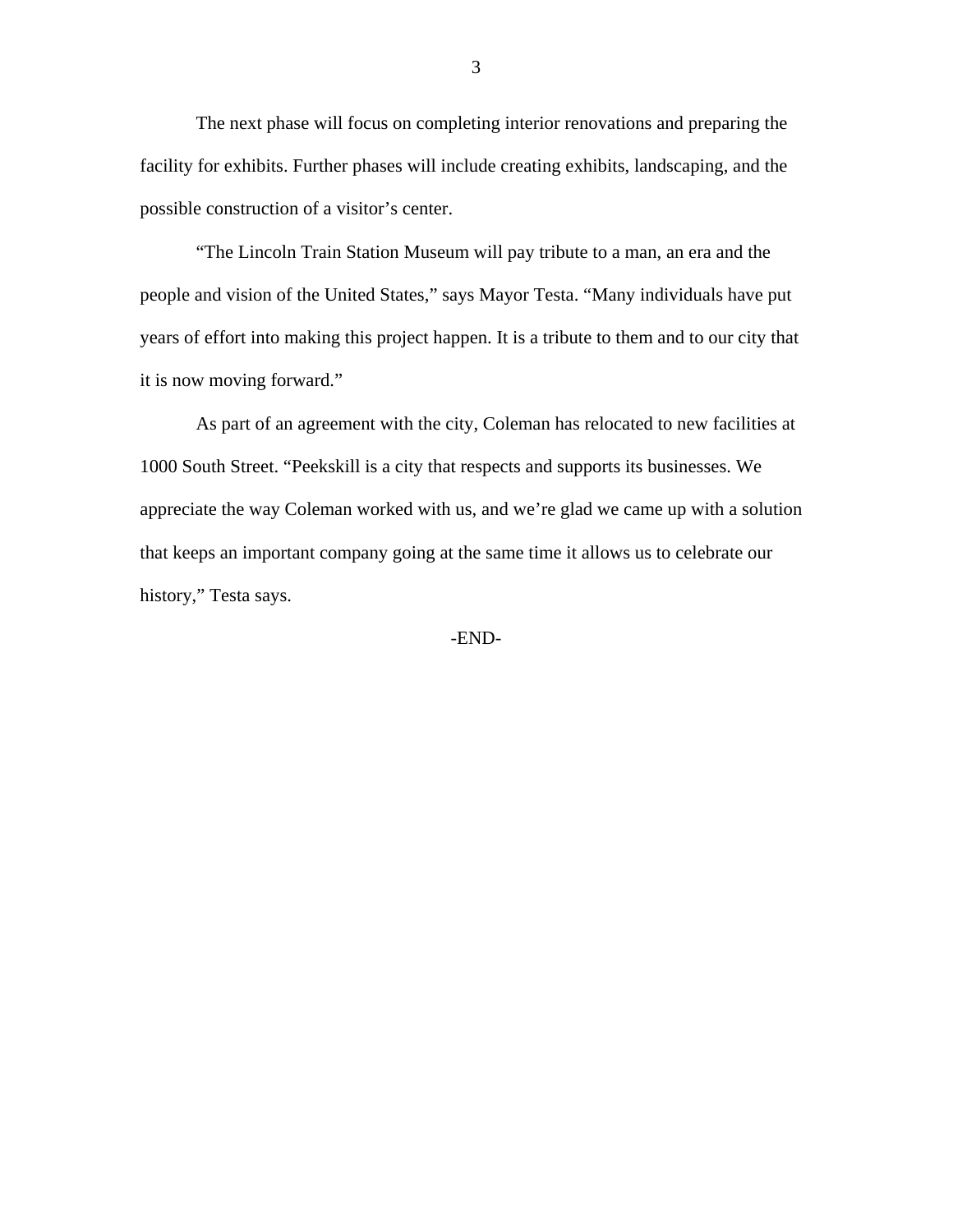The next phase will focus on completing interior renovations and preparing the facility for exhibits. Further phases will include creating exhibits, landscaping, and the possible construction of a visitor's center.

"The Lincoln Train Station Museum will pay tribute to a man, an era and the people and vision of the United States," says Mayor Testa. "Many individuals have put years of effort into making this project happen. It is a tribute to them and to our city that it is now moving forward."

As part of an agreement with the city, Coleman has relocated to new facilities at 1000 South Street. "Peekskill is a city that respects and supports its businesses. We appreciate the way Coleman worked with us, and we're glad we came up with a solution that keeps an important company going at the same time it allows us to celebrate our history," Testa says.

-END-